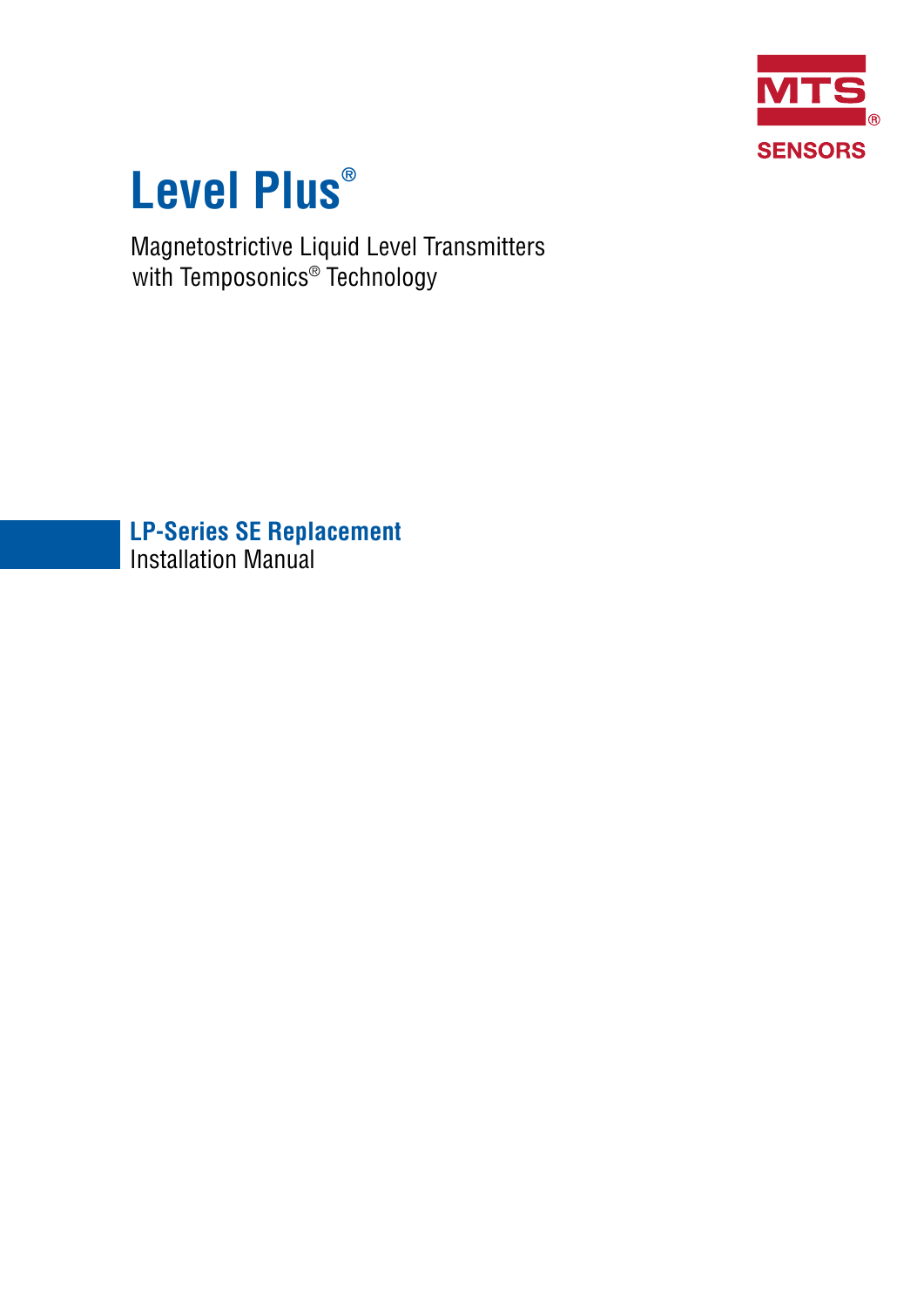MTS SENSORS

# Level Plus®

Magnetostrictive Liquid Level Transmitters with Temposonics® Technology

## LP-Series SE Replacement

Installation Manual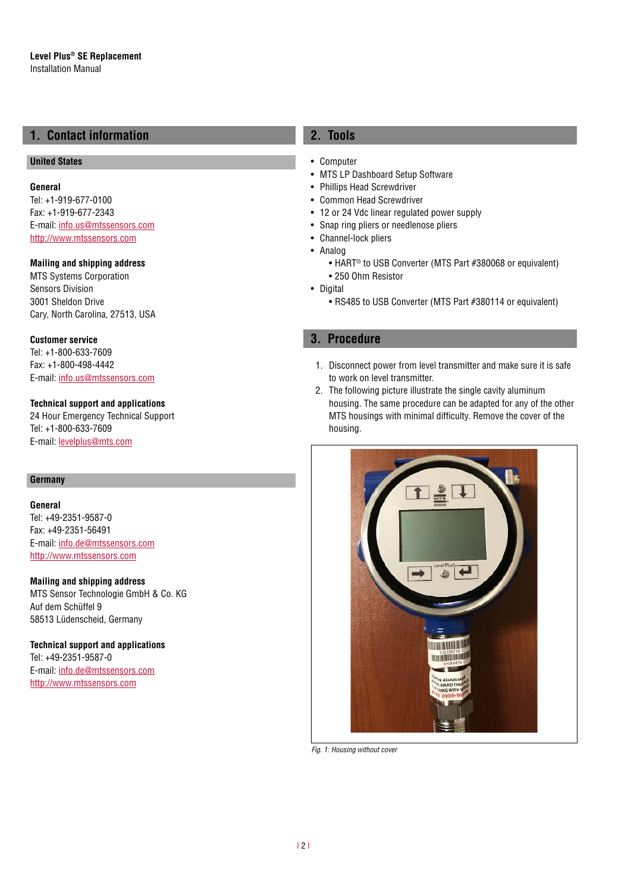## 1. Contact information

### United States

**General**
Tel: +1-919-677-0100
Fax: +1-919-677-2343
E-mail: info.us@mtssensors.com
http://www.mtssensors.com

**Mailing and shipping address**
MTS Systems Corporation
Sensors Division
3001 Sheldon Drive
Cary, North Carolina, 27513, USA

**Customer service**
Tel: +1-800-633-7609
Fax: +1-800-498-4442
E-mail: info.us@mtssensors.com

**Technical support and applications**
24 Hour Emergency Technical Support
Tel: +1-800-633-7609
E-mail: levelplus@mts.com

### Germany

**General**
Tel: +49-2351-9587-0
Fax: +49-2351-56491
E-mail: info.de@mtssensors.com
http://www.mtssensors.com

**Mailing and shipping address**
MTS Sensor Technologie GmbH & Co. KG
Auf dem Schüffel 9
58513 Lüdenscheid, Germany

**Technical support and applications**
Tel: +49-2351-9587-0
E-mail: info.de@mtssensors.com
http://www.mtssensors.com

## 2. Tools

- Computer
- MTS LP Dashboard Setup Software
- Phillips Head Screwdriver
- Common Head Screwdriver
- 12 or 24 Vdc linear regulated power supply
- Snap ring pliers or needlenose pliers
- Channel-lock pliers
- Analog
    - HART® to USB Converter (MTS Part #380068 or equivalent)
    - 250 Ohm Resistor
- Digital
    - RS485 to USB Converter (MTS Part #380114 or equivalent)

## 3. Procedure

1. Disconnect power from level transmitter and make sure it is safe to work on level transmitter.
2. The following picture illustrate the single cavity aluminum housing. The same procedure can be adapted for any of the other MTS housings with minimal difficulty. Remove the cover of the housing.

*Fig. 1: Housing without cover*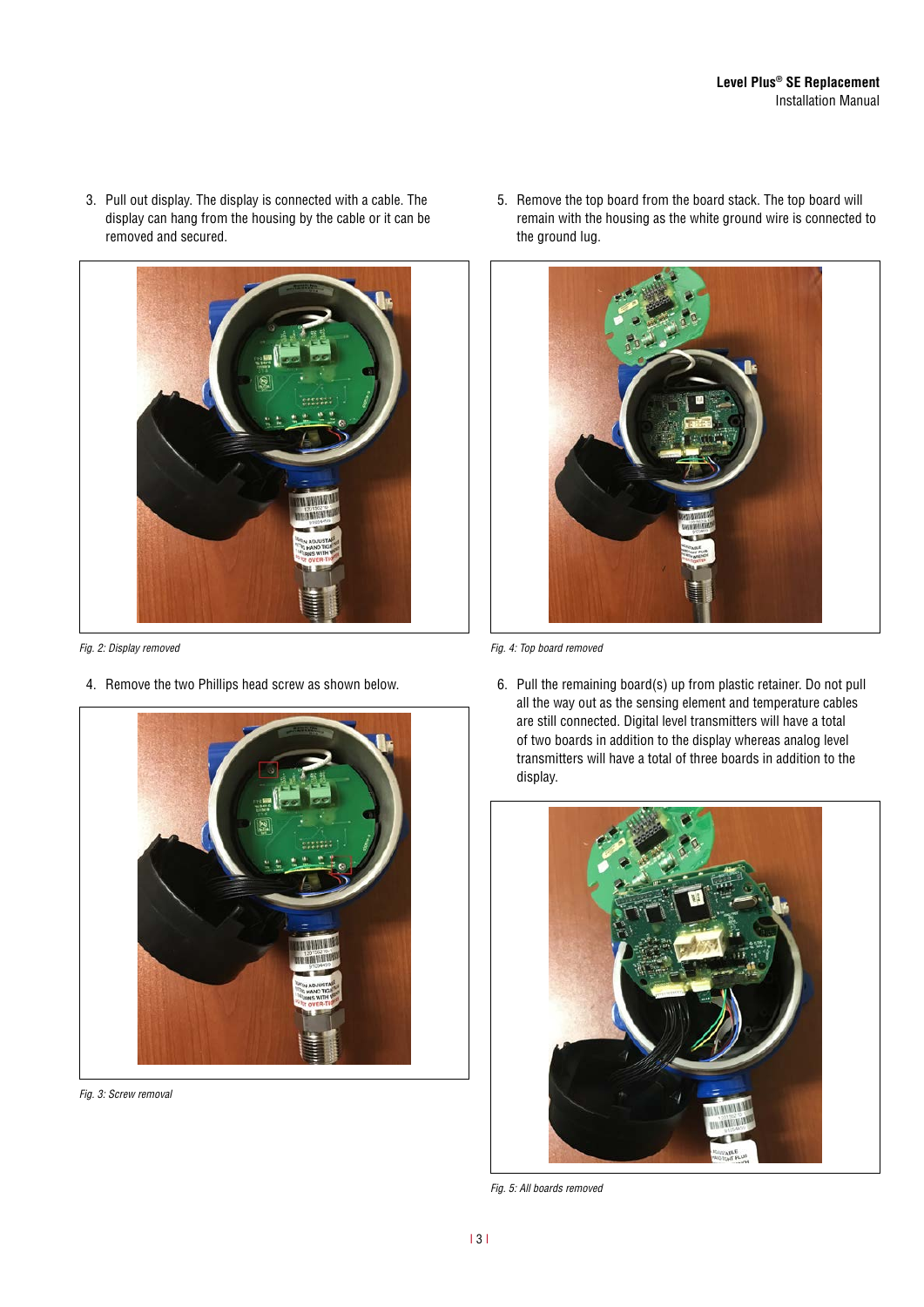3. Pull out display. The display is connected with a cable. The display can hang from the housing by the cable or it can be removed and secured.

*Fig. 2: Display removed*

4. Remove the two Phillips head screw as shown below.

*Fig. 3: Screw removal*

5. Remove the top board from the board stack. The top board will remain with the housing as the white ground wire is connected to the ground lug.

*Fig. 4: Top board removed*

6. Pull the remaining board(s) up from plastic retainer. Do not pull all the way out as the sensing element and temperature cables are still connected. Digital level transmitters will have a total of two boards in addition to the display whereas analog level transmitters will have a total of three boards in addition to the display.

*Fig. 5: All boards removed*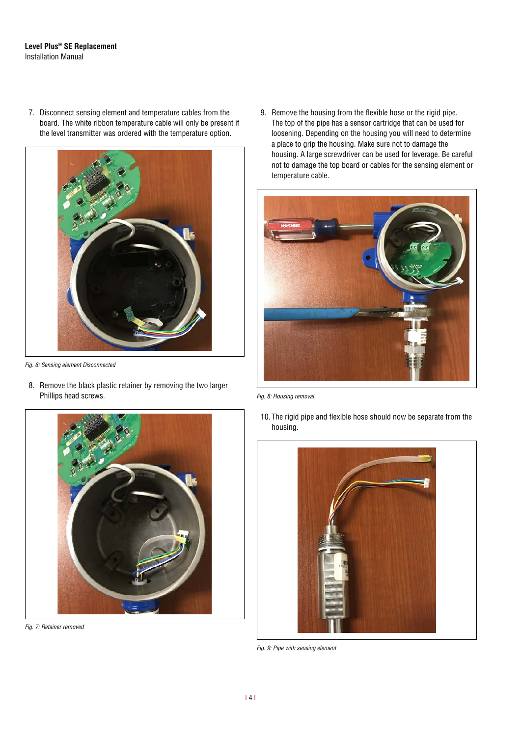7. Disconnect sensing element and temperature cables from the board. The white ribbon temperature cable will only be present if the level transmitter was ordered with the temperature option.

*Fig. 6: Sensing element Disconnected*

8. Remove the black plastic retainer by removing the two larger Phillips head screws.

*Fig. 7: Retainer removed*

9. Remove the housing from the flexible hose or the rigid pipe. The top of the pipe has a sensor cartridge that can be used for loosening. Depending on the housing you will need to determine a place to grip the housing. Make sure not to damage the housing. A large screwdriver can be used for leverage. Be careful not to damage the top board or cables for the sensing element or temperature cable.

*Fig. 8: Housing removal*

10. The rigid pipe and flexible hose should now be separate from the housing.

*Fig. 9: Pipe with sensing element*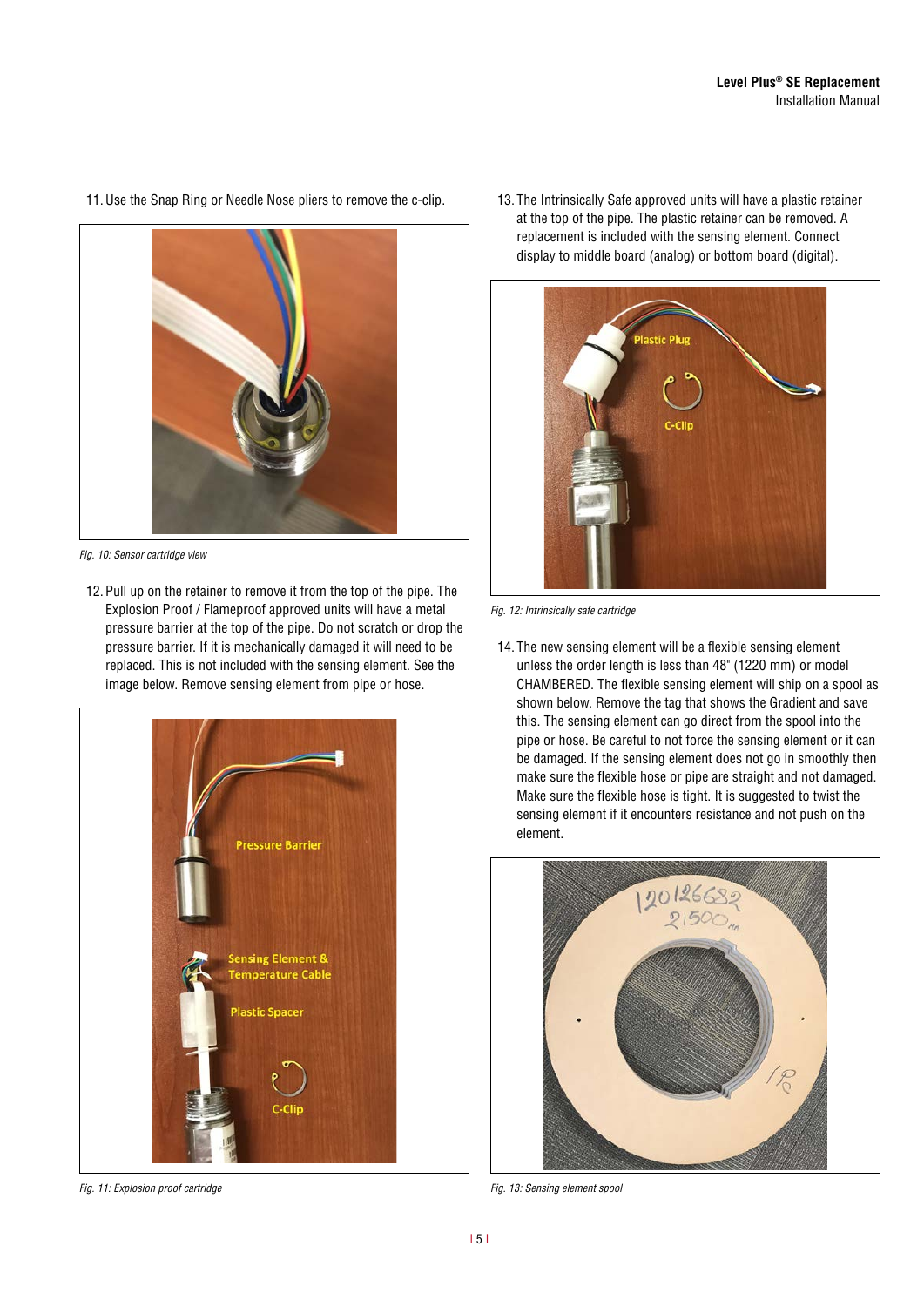11. Use the Snap Ring or Needle Nose pliers to remove the c-clip.

*Fig. 10: Sensor cartridge view*

12. Pull up on the retainer to remove it from the top of the pipe. The Explosion Proof / Flameproof approved units will have a metal pressure barrier at the top of the pipe. Do not scratch or drop the pressure barrier. If it is mechanically damaged it will need to be replaced. This is not included with the sensing element. See the image below. Remove sensing element from pipe or hose.

*Fig. 11: Explosion proof cartridge*

13. The Intrinsically Safe approved units will have a plastic retainer at the top of the pipe. The plastic retainer can be removed. A replacement is included with the sensing element. Connect display to middle board (analog) or bottom board (digital).

*Fig. 12: Intrinsically safe cartridge*

14. The new sensing element will be a flexible sensing element unless the order length is less than 48" (1220 mm) or model CHAMBERED. The flexible sensing element will ship on a spool as shown below. Remove the tag that shows the Gradient and save this. The sensing element can go direct from the spool into the pipe or hose. Be careful to not force the sensing element or it can be damaged. If the sensing element does not go in smoothly then make sure the flexible hose or pipe are straight and not damaged. Make sure the flexible hose is tight. It is suggested to twist the sensing element if it encounters resistance and not push on the element.

*Fig. 13: Sensing element spool*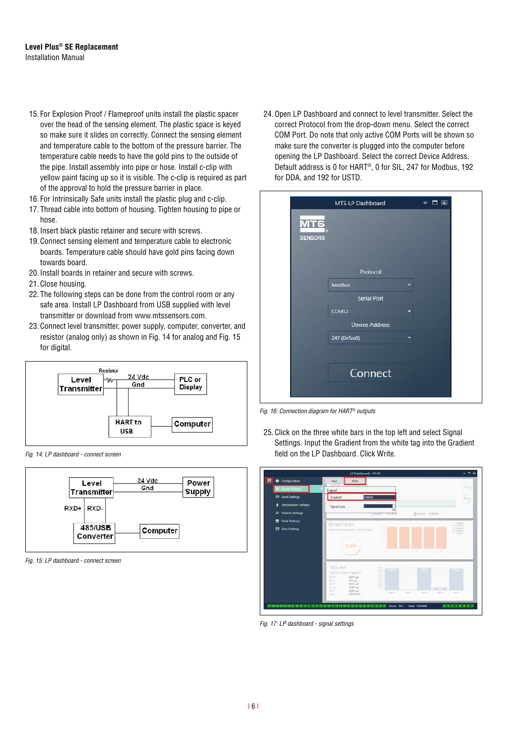15. For Explosion Proof / Flameproof units install the plastic spacer over the head of the sensing element. The plastic space is keyed so make sure it slides on correctly. Connect the sensing element and temperature cable to the bottom of the pressure barrier. The temperature cable needs to have the gold pins to the outside of the pipe. Install assembly into pipe or hose. Install c-clip with yellow paint facing up so it is visible. The c-clip is required as part of the approval to hold the pressure barrier in place.
16. For Intrinsically Safe units install the plastic plug and c-clip.
17. Thread cable into bottom of housing. Tighten housing to pipe or hose.
18. Insert black plastic retainer and secure with screws.
19. Connect sensing element and temperature cable to electronic boards. Temperature cable should have gold pins facing down towards board.
20. Install boards in retainer and secure with screws.
21. Close housing.
22. The following steps can be done from the control room or any safe area. Install LP Dashboard from USB supplied with level transmitter or download from www.mtssensors.com.
23. Connect level transmitter, power supply, computer, converter, and resistor (analog only) as shown in Fig. 14 for analog and Fig. 15 for digital.

Level Transmitter — Resistor — 24 Vdc / Gnd — PLC or Display; HART to USB — Computer

*Fig. 14: LP dashboard - connect screen*

Level Transmitter — 24 Vdc / Gnd — Power Supply; RXD+ RXD- — 485/USB Converter — Computer

*Fig. 15: LP dashboard - connect screen*

24. Open LP Dashboard and connect to level transmitter. Select the correct Protocol from the drop-down menu. Select the correct COM Port. Do note that only active COM Ports will be shown so make sure the converter is plugged into the computer before opening the LP Dashboard. Select the correct Device Address. Default address is 0 for HART®, 0 for SIL, 247 for Modbus, 192 for DDA, and 192 for USTD.

*Fig. 16: Connection diagram for HART® outputs*

25. Click on the three white bars in the top left and select Signal Settings. Input the Gradient from the white tag into the Gradient field on the LP Dashboard. Click Write.

*Fig. 17: LP dashboard - signal settings*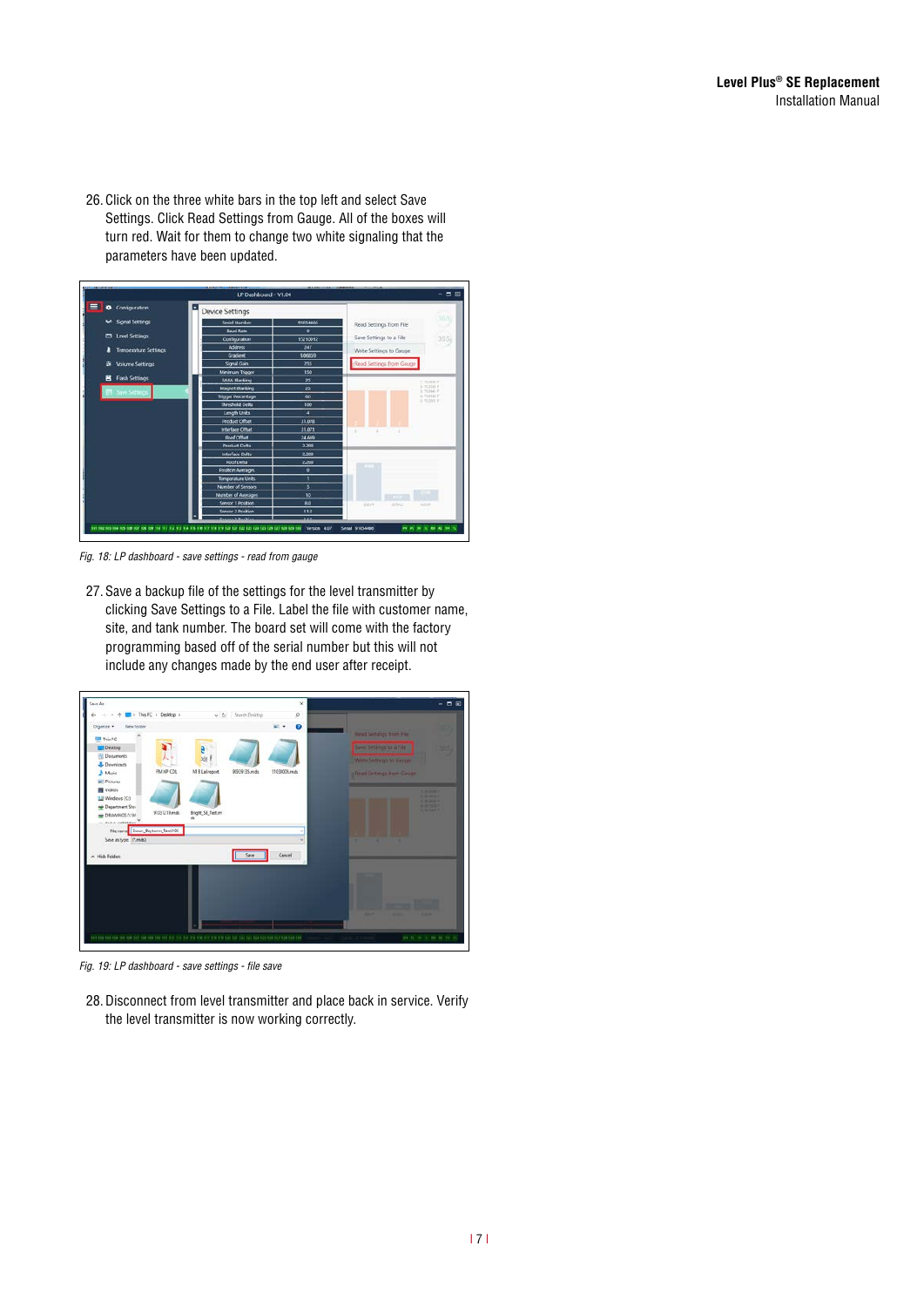26. Click on the three white bars in the top left and select Save Settings. Click Read Settings from Gauge. All of the boxes will turn red. Wait for them to change two white signaling that the parameters have been updated.

*Fig. 18: LP dashboard - save settings - read from gauge*

27. Save a backup file of the settings for the level transmitter by clicking Save Settings to a File. Label the file with customer name, site, and tank number. The board set will come with the factory programming based off of the serial number but this will not include any changes made by the end user after receipt.

*Fig. 19: LP dashboard - save settings - file save*

28. Disconnect from level transmitter and place back in service. Verify the level transmitter is now working correctly.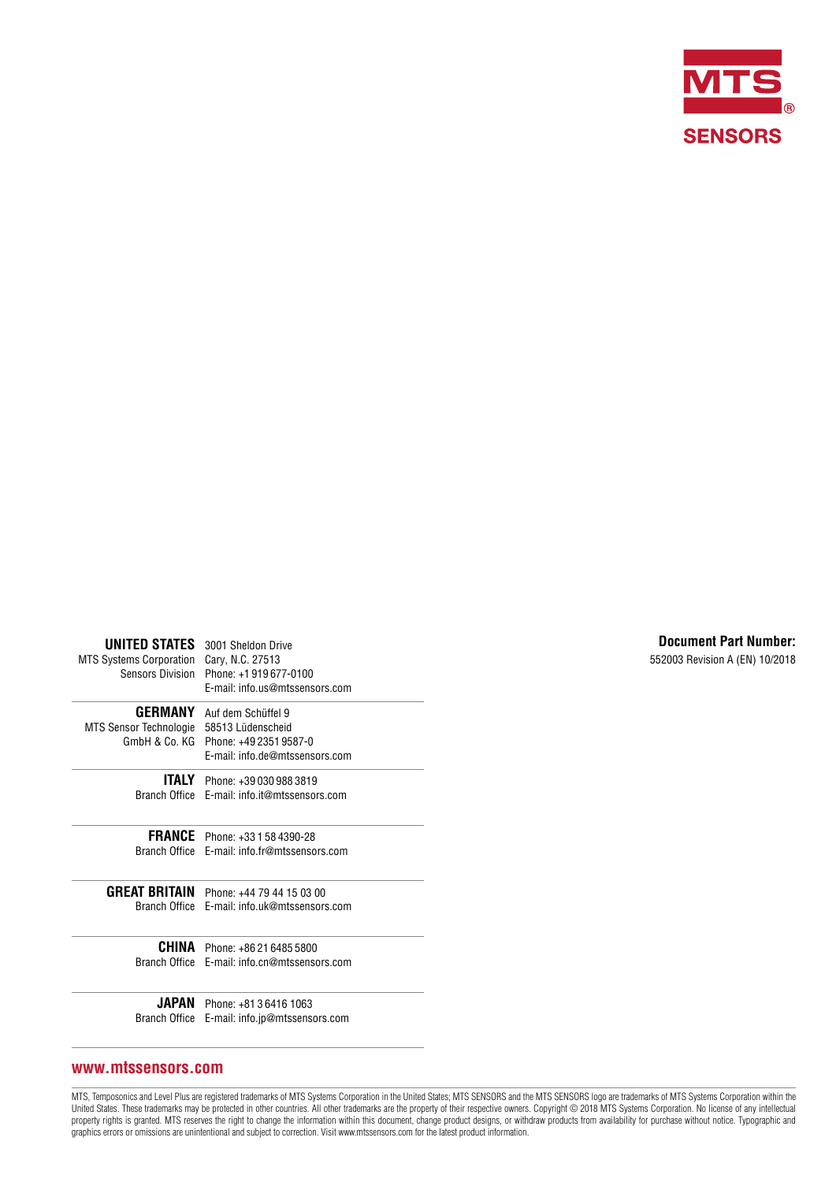MTS SENSORS

**UNITED STATES**
MTS Systems Corporation
Sensors Division
3001 Sheldon Drive
Cary, N.C. 27513
Phone: +1 919 677-0100
E-mail: info.us@mtssensors.com

**GERMANY**
MTS Sensor Technologie
GmbH & Co. KG
Auf dem Schüffel 9
58513 Lüdenscheid
Phone: +49 2351 9587-0
E-mail: info.de@mtssensors.com

**ITALY**
Branch Office
Phone: +39 030 988 3819
E-mail: info.it@mtssensors.com

**FRANCE**
Branch Office
Phone: +33 1 58 4390-28
E-mail: info.fr@mtssensors.com

**GREAT BRITAIN**
Branch Office
Phone: +44 79 44 15 03 00
E-mail: info.uk@mtssensors.com

**CHINA**
Branch Office
Phone: +86 21 6485 5800
E-mail: info.cn@mtssensors.com

**JAPAN**
Branch Office
Phone: +81 3 6416 1063
E-mail: info.jp@mtssensors.com

**www.mtssensors.com**

**Document Part Number:**
552003 Revision A (EN) 10/2018

MTS, Temposonics and Level Plus are registered trademarks of MTS Systems Corporation in the United States; MTS SENSORS and the MTS SENSORS logo are trademarks of MTS Systems Corporation within the United States. These trademarks may be protected in other countries. All other trademarks are the property of their respective owners. Copyright © 2018 MTS Systems Corporation. No license of any intellectual property rights is granted. MTS reserves the right to change the information within this document, change product designs, or withdraw products from availability for purchase without notice. Typographic and graphics errors or omissions are unintentional and subject to correction. Visit www.mtssensors.com for the latest product information.